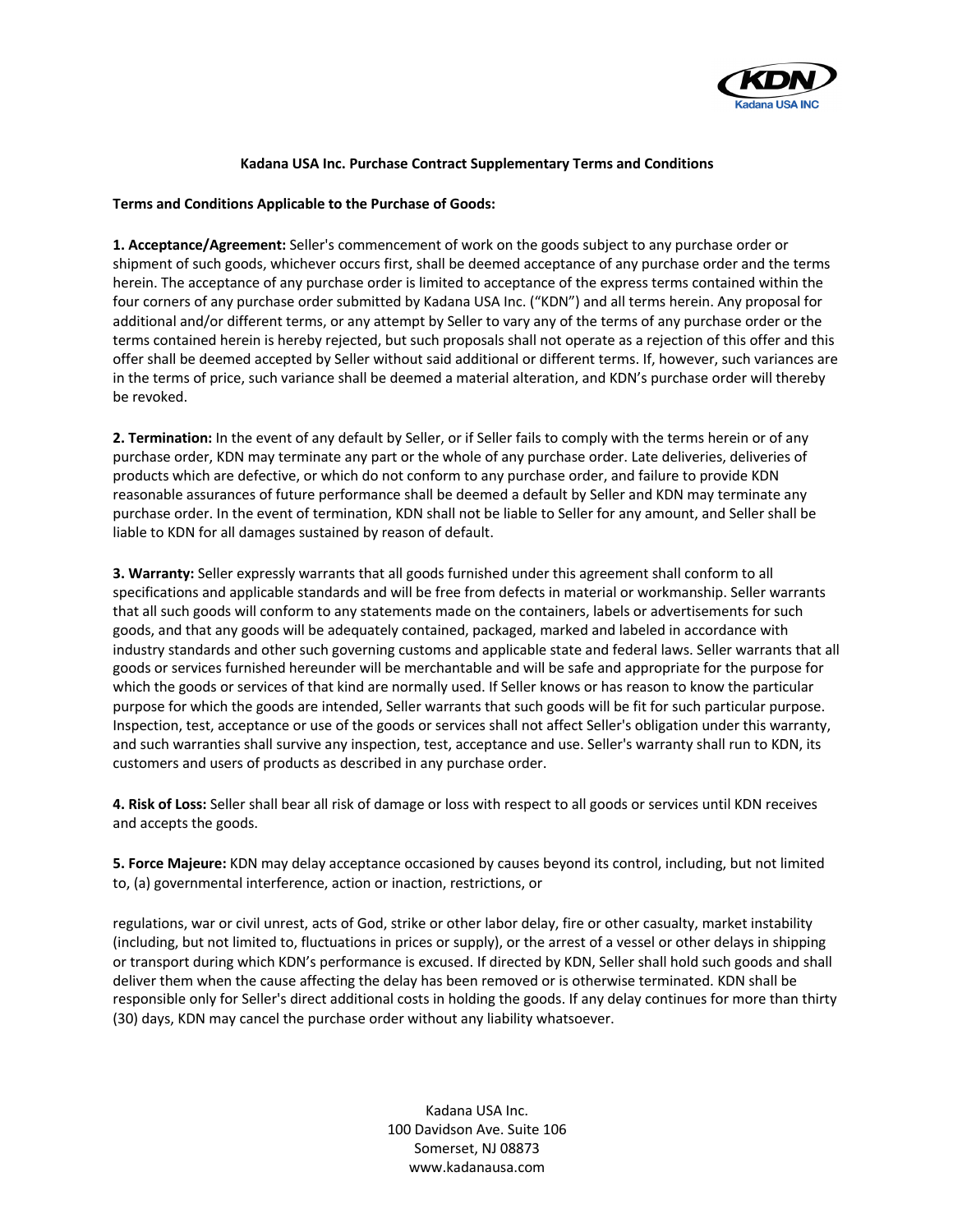# Kadana USA Inc. Purchase Contract Supplementary Terms and Conditions

## Terms and Conditions Applicable to the Purchase of Goods:

**1. Acceptance/Agreement:** Seller's commencement of work on the goods subject to any purchase order or shipment of such goods, whichever occurs first, shall be deemed acceptance of any purchase order and the terms herein. The acceptance of any purchase order is limited to acceptance of the express terms contained within the four corners of any purchase order submitted by Kadana USA Inc. ("KDN") and all terms herein. Any proposal for additional and/or different terms, or any attempt by Seller to vary any of the terms of any purchase order or the terms contained herein is hereby rejected, but such proposals shall not operate as a rejection of this offer and this offer shall be deemed accepted by Seller without said additional or different terms. If, however, such variances are in the terms of price, such variance shall be deemed a material alteration, and KDN's purchase order will thereby be revoked.

**2. Termination:** In the event of any default by Seller, or if Seller fails to comply with the terms herein or of any purchase order, KDN may terminate any part or the whole of any purchase order. Late deliveries, deliveries of products which are defective, or which do not conform to any purchase order, and failure to provide KDN reasonable assurances of future performance shall be deemed a default by Seller and KDN may terminate any purchase order. In the event of termination, KDN shall not be liable to Seller for any amount, and Seller shall be liable to KDN for all damages sustained by reason of default.

**3. Warranty:** Seller expressly warrants that all goods furnished under this agreement shall conform to all specifications and applicable standards and will be free from defects in material or workmanship. Seller warrants that all such goods will conform to any statements made on the containers, labels or advertisements for such goods, and that any goods will be adequately contained, packaged, marked and labeled in accordance with industry standards and other such governing customs and applicable state and federal laws. Seller warrants that all goods or services furnished hereunder will be merchantable and will be safe and appropriate for the purpose for which the goods or services of that kind are normally used. If Seller knows or has reason to know the particular purpose for which the goods are intended, Seller warrants that such goods will be fit for such particular purpose. Inspection, test, acceptance or use of the goods or services shall not affect Seller's obligation under this warranty, and such warranties shall survive any inspection, test, acceptance and use. Seller's warranty shall run to KDN, its customers and users of products as described in any purchase order.

**4. Risk of Loss:** Seller shall bear all risk of damage or loss with respect to all goods or services until KDN receives and accepts the goods.

**5. Force Majeure:** KDN may delay acceptance occasioned by causes beyond its control, including, but not limited to, (a) governmental interference, action or inaction, restrictions, or regulations, war or civil unrest, acts of God, strike or other labor delay, fire or other casualty, market instability (including, but not limited to, fluctuations in prices or supply), or the arrest of a vessel or other delays in shipping or transport during which KDN's performance is excused. If directed by KDN, Seller shall hold such goods and shall deliver them when the cause affecting the delay has been removed or is otherwise terminated. KDN shall be responsible only for Seller's direct additional costs in holding the goods. If any delay continues for more than thirty (30) days, KDN may cancel the purchase order without any liability whatsoever.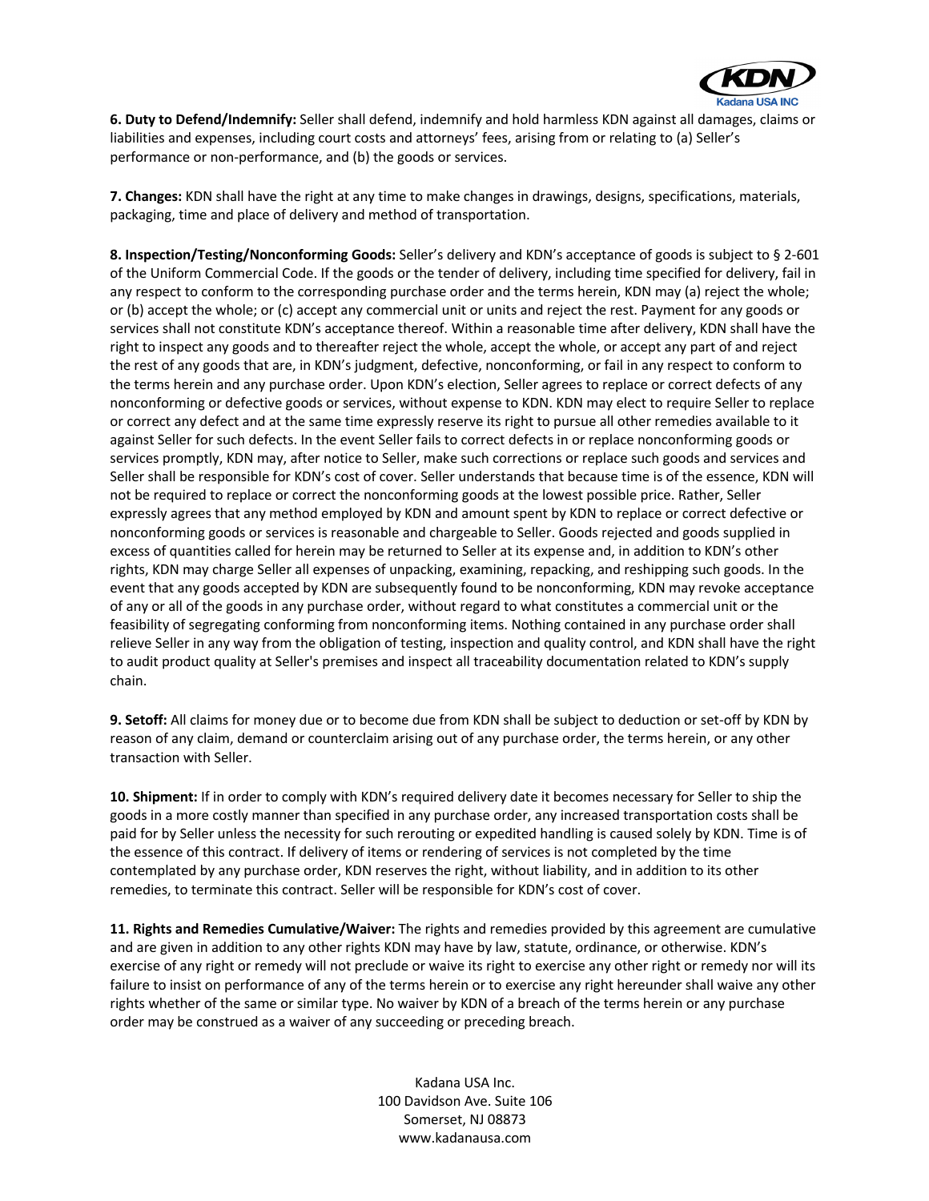**6. Duty to Defend/Indemnify:** Seller shall defend, indemnify and hold harmless KDN against all damages, claims or liabilities and expenses, including court costs and attorneys' fees, arising from or relating to (a) Seller's performance or non-performance, and (b) the goods or services.

**7. Changes:** KDN shall have the right at any time to make changes in drawings, designs, specifications, materials, packaging, time and place of delivery and method of transportation.

**8. Inspection/Testing/Nonconforming Goods:** Seller's delivery and KDN's acceptance of goods is subject to § 2-601 of the Uniform Commercial Code. If the goods or the tender of delivery, including time specified for delivery, fail in any respect to conform to the corresponding purchase order and the terms herein, KDN may (a) reject the whole; or (b) accept the whole; or (c) accept any commercial unit or units and reject the rest. Payment for any goods or services shall not constitute KDN's acceptance thereof. Within a reasonable time after delivery, KDN shall have the right to inspect any goods and to thereafter reject the whole, accept the whole, or accept any part of and reject the rest of any goods that are, in KDN's judgment, defective, nonconforming, or fail in any respect to conform to the terms herein and any purchase order. Upon KDN's election, Seller agrees to replace or correct defects of any nonconforming or defective goods or services, without expense to KDN. KDN may elect to require Seller to replace or correct any defect and at the same time expressly reserve its right to pursue all other remedies available to it against Seller for such defects. In the event Seller fails to correct defects in or replace nonconforming goods or services promptly, KDN may, after notice to Seller, make such corrections or replace such goods and services and Seller shall be responsible for KDN's cost of cover. Seller understands that because time is of the essence, KDN will not be required to replace or correct the nonconforming goods at the lowest possible price. Rather, Seller expressly agrees that any method employed by KDN and amount spent by KDN to replace or correct defective or nonconforming goods or services is reasonable and chargeable to Seller. Goods rejected and goods supplied in excess of quantities called for herein may be returned to Seller at its expense and, in addition to KDN's other rights, KDN may charge Seller all expenses of unpacking, examining, repacking, and reshipping such goods. In the event that any goods accepted by KDN are subsequently found to be nonconforming, KDN may revoke acceptance of any or all of the goods in any purchase order, without regard to what constitutes a commercial unit or the feasibility of segregating conforming from nonconforming items. Nothing contained in any purchase order shall relieve Seller in any way from the obligation of testing, inspection and quality control, and KDN shall have the right to audit product quality at Seller's premises and inspect all traceability documentation related to KDN's supply chain.

**9. Setoff:** All claims for money due or to become due from KDN shall be subject to deduction or set-off by KDN by reason of any claim, demand or counterclaim arising out of any purchase order, the terms herein, or any other transaction with Seller.

**10. Shipment:** If in order to comply with KDN's required delivery date it becomes necessary for Seller to ship the goods in a more costly manner than specified in any purchase order, any increased transportation costs shall be paid for by Seller unless the necessity for such rerouting or expedited handling is caused solely by KDN. Time is of the essence of this contract. If delivery of items or rendering of services is not completed by the time contemplated by any purchase order, KDN reserves the right, without liability, and in addition to its other remedies, to terminate this contract. Seller will be responsible for KDN's cost of cover.

**11. Rights and Remedies Cumulative/Waiver:** The rights and remedies provided by this agreement are cumulative and are given in addition to any other rights KDN may have by law, statute, ordinance, or otherwise. KDN's exercise of any right or remedy will not preclude or waive its right to exercise any other right or remedy nor will its failure to insist on performance of any of the terms herein or to exercise any right hereunder shall waive any other rights whether of the same or similar type. No waiver by KDN of a breach of the terms herein or any purchase order may be construed as a waiver of any succeeding or preceding breach.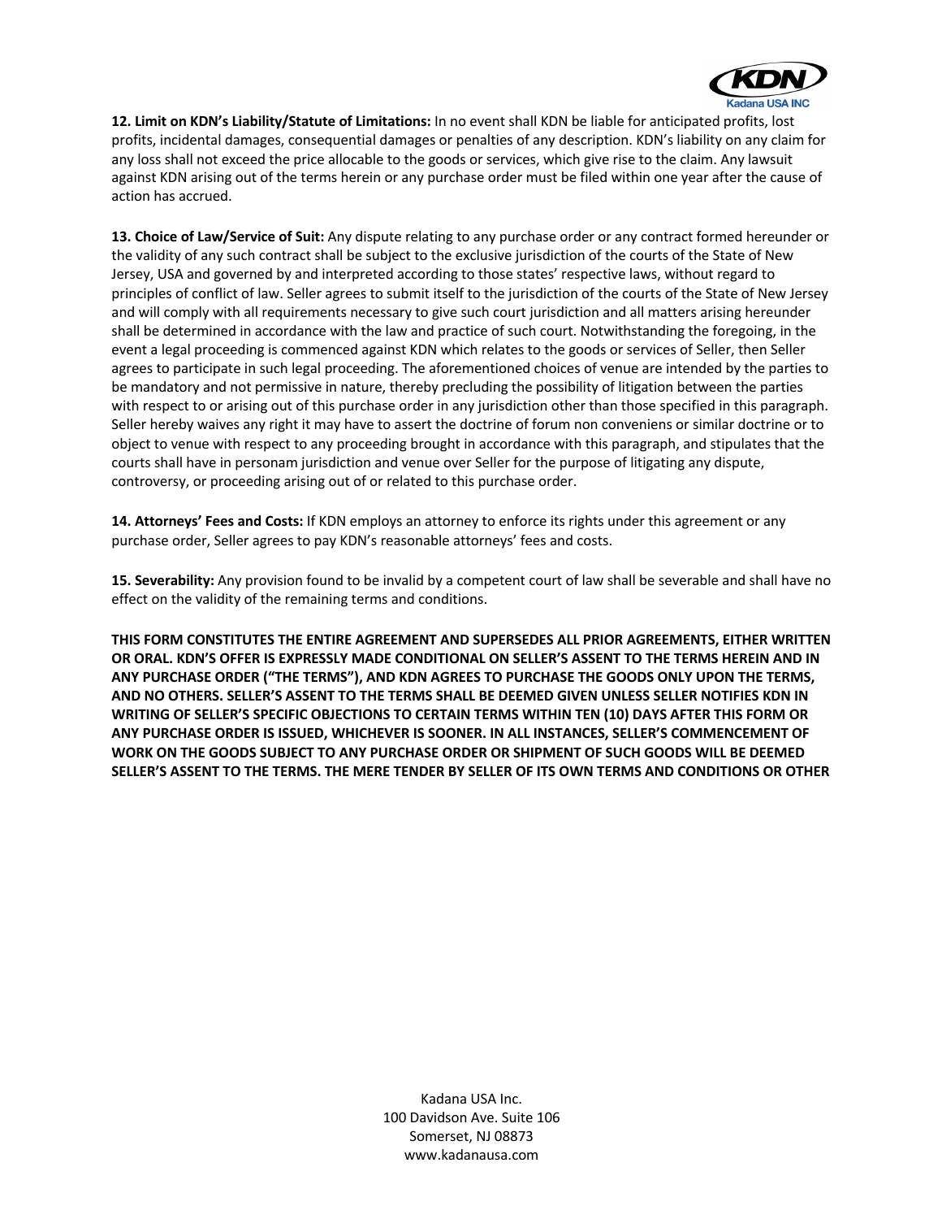**12. Limit on KDN's Liability/Statute of Limitations:** In no event shall KDN be liable for anticipated profits, lost profits, incidental damages, consequential damages or penalties of any description. KDN's liability on any claim for any loss shall not exceed the price allocable to the goods or services, which give rise to the claim. Any lawsuit against KDN arising out of the terms herein or any purchase order must be filed within one year after the cause of action has accrued.

**13. Choice of Law/Service of Suit:** Any dispute relating to any purchase order or any contract formed hereunder or the validity of any such contract shall be subject to the exclusive jurisdiction of the courts of the State of New Jersey, USA and governed by and interpreted according to those states' respective laws, without regard to principles of conflict of law. Seller agrees to submit itself to the jurisdiction of the courts of the State of New Jersey and will comply with all requirements necessary to give such court jurisdiction and all matters arising hereunder shall be determined in accordance with the law and practice of such court. Notwithstanding the foregoing, in the event a legal proceeding is commenced against KDN which relates to the goods or services of Seller, then Seller agrees to participate in such legal proceeding. The aforementioned choices of venue are intended by the parties to be mandatory and not permissive in nature, thereby precluding the possibility of litigation between the parties with respect to or arising out of this purchase order in any jurisdiction other than those specified in this paragraph. Seller hereby waives any right it may have to assert the doctrine of forum non conveniens or similar doctrine or to object to venue with respect to any proceeding brought in accordance with this paragraph, and stipulates that the courts shall have in personam jurisdiction and venue over Seller for the purpose of litigating any dispute, controversy, or proceeding arising out of or related to this purchase order.

**14. Attorneys' Fees and Costs:** If KDN employs an attorney to enforce its rights under this agreement or any purchase order, Seller agrees to pay KDN's reasonable attorneys' fees and costs.

**15. Severability:** Any provision found to be invalid by a competent court of law shall be severable and shall have no effect on the validity of the remaining terms and conditions.

**THIS FORM CONSTITUTES THE ENTIRE AGREEMENT AND SUPERSEDES ALL PRIOR AGREEMENTS, EITHER WRITTEN OR ORAL. KDN'S OFFER IS EXPRESSLY MADE CONDITIONAL ON SELLER'S ASSENT TO THE TERMS HEREIN AND IN ANY PURCHASE ORDER ("THE TERMS"), AND KDN AGREES TO PURCHASE THE GOODS ONLY UPON THE TERMS, AND NO OTHERS. SELLER'S ASSENT TO THE TERMS SHALL BE DEEMED GIVEN UNLESS SELLER NOTIFIES KDN IN WRITING OF SELLER'S SPECIFIC OBJECTIONS TO CERTAIN TERMS WITHIN TEN (10) DAYS AFTER THIS FORM OR ANY PURCHASE ORDER IS ISSUED, WHICHEVER IS SOONER. IN ALL INSTANCES, SELLER'S COMMENCEMENT OF WORK ON THE GOODS SUBJECT TO ANY PURCHASE ORDER OR SHIPMENT OF SUCH GOODS WILL BE DEEMED SELLER'S ASSENT TO THE TERMS. THE MERE TENDER BY SELLER OF ITS OWN TERMS AND CONDITIONS OR OTHER**